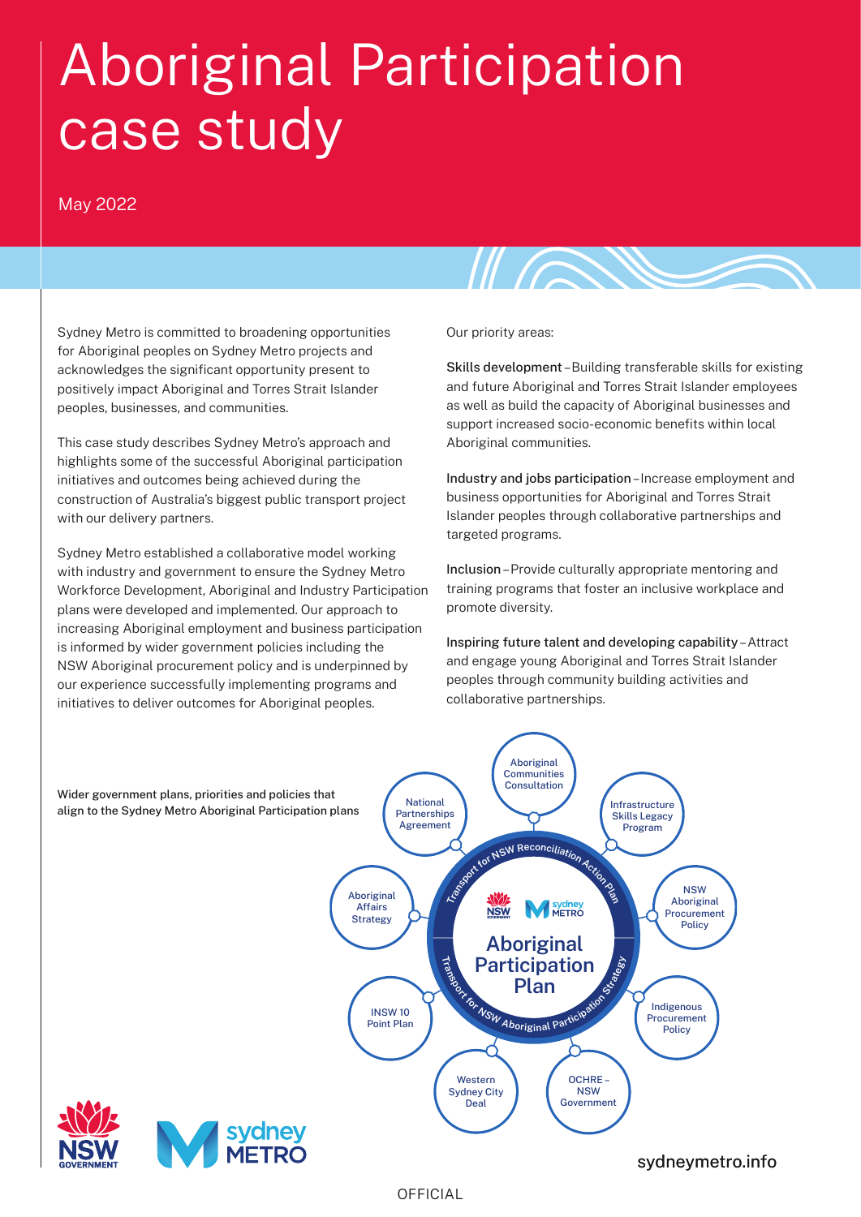# Aboriginal Participation case study

May 2022

Sydney Metro is committed to broadening opportunities for Aboriginal peoples on Sydney Metro projects and acknowledges the significant opportunity present to positively impact Aboriginal and Torres Strait Islander peoples, businesses, and communities.

This case study describes Sydney Metro's approach and highlights some of the successful Aboriginal participation initiatives and outcomes being achieved during the construction of Australia's biggest public transport project with our delivery partners.

Sydney Metro established a collaborative model working with industry and government to ensure the Sydney Metro Workforce Development, Aboriginal and Industry Participation plans were developed and implemented. Our approach to increasing Aboriginal employment and business participation is informed by wider government policies including the NSW Aboriginal procurement policy and is underpinned by our experience successfully implementing programs and initiatives to deliver outcomes for Aboriginal peoples.

Our priority areas:

**Skills development** – Building transferable skills for existing and future Aboriginal and Torres Strait Islander employees as well as build the capacity of Aboriginal businesses and support increased socio-economic benefits within local Aboriginal communities.

**Industry and jobs participation** – Increase employment and business opportunities for Aboriginal and Torres Strait Islander peoples through collaborative partnerships and targeted programs.

**Inclusion** – Provide culturally appropriate mentoring and training programs that foster an inclusive workplace and promote diversity.

**Inspiring future talent and developing capability** – Attract and engage young Aboriginal and Torres Strait Islander peoples through community building activities and collaborative partnerships.

Wider government plans, priorities and policies that align to the Sydney Metro Aboriginal Participation plans

**Aboriginal Participation Plan**

- Transport for NSW Reconciliation Action Plan
- Transport for NSW Aboriginal Participation Strategy
- Aboriginal Communities Consultation
- Infrastructure Skills Legacy Program
- NSW Aboriginal Procurement Policy
- Indigenous Procurement Policy
- OCHRE – NSW Government
- Western Sydney City Deal
- INSW 10 Point Plan
- Aboriginal Affairs Strategy
- National Partnerships Agreement

sydneymetro.info

OFFICIAL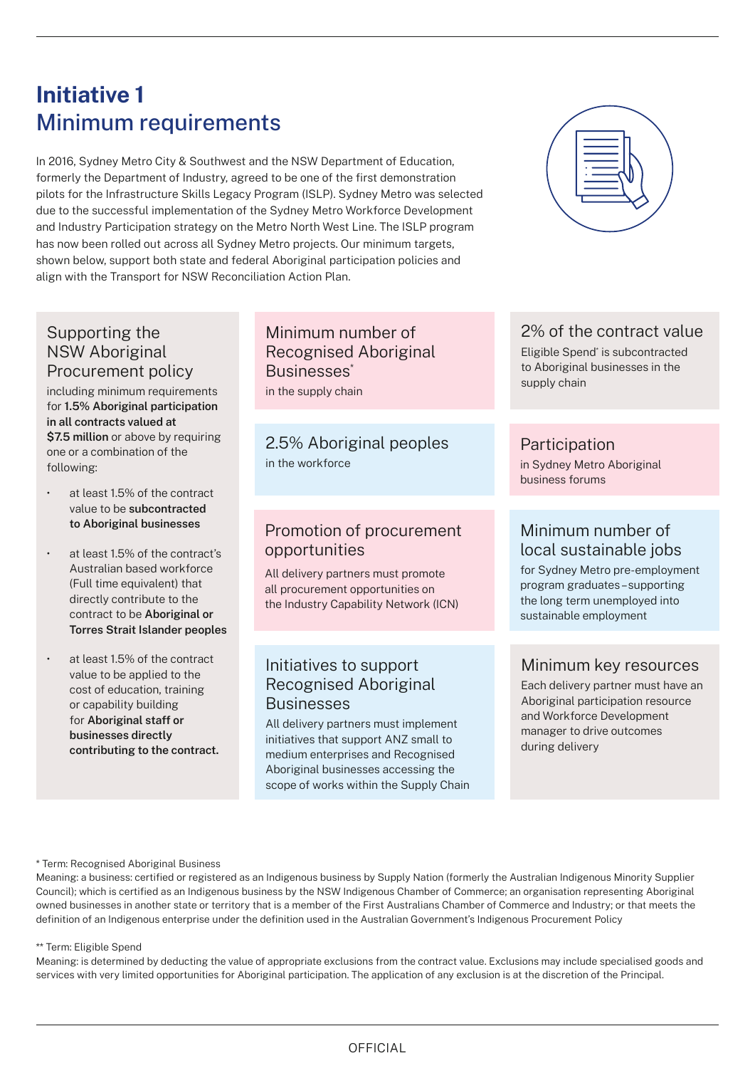# Initiative 1
## Minimum requirements

In 2016, Sydney Metro City & Southwest and the NSW Department of Education, formerly the Department of Industry, agreed to be one of the first demonstration pilots for the Infrastructure Skills Legacy Program (ISLP). Sydney Metro was selected due to the successful implementation of the Sydney Metro Workforce Development and Industry Participation strategy on the Metro North West Line. The ISLP program has now been rolled out across all Sydney Metro projects. Our minimum targets, shown below, support both state and federal Aboriginal participation policies and align with the Transport for NSW Reconciliation Action Plan.

### Supporting the NSW Aboriginal Procurement policy

including minimum requirements for **1.5% Aboriginal participation in all contracts valued at $7.5 million** or above by requiring one or a combination of the following:

- at least 1.5% of the contract value to be **subcontracted to Aboriginal businesses**
- at least 1.5% of the contract's Australian based workforce (Full time equivalent) that directly contribute to the contract to be **Aboriginal or Torres Strait Islander peoples**
- at least 1.5% of the contract value to be applied to the cost of education, training or capability building for **Aboriginal staff or businesses directly contributing to the contract.**

### Minimum number of Recognised Aboriginal Businesses*

in the supply chain

### 2% of the contract value

Eligible Spend* is subcontracted to Aboriginal businesses in the supply chain

### 2.5% Aboriginal peoples

in the workforce

### Participation

in Sydney Metro Aboriginal business forums

### Promotion of procurement opportunities

All delivery partners must promote all procurement opportunities on the Industry Capability Network (ICN)

### Minimum number of local sustainable jobs

for Sydney Metro pre-employment program graduates – supporting the long term unemployed into sustainable employment

### Initiatives to support Recognised Aboriginal Businesses

All delivery partners must implement initiatives that support ANZ small to medium enterprises and Recognised Aboriginal businesses accessing the scope of works within the Supply Chain

### Minimum key resources

Each delivery partner must have an Aboriginal participation resource and Workforce Development manager to drive outcomes during delivery

\* Term: Recognised Aboriginal Business
Meaning: a business: certified or registered as an Indigenous business by Supply Nation (formerly the Australian Indigenous Minority Supplier Council); which is certified as an Indigenous business by the NSW Indigenous Chamber of Commerce; an organisation representing Aboriginal owned businesses in another state or territory that is a member of the First Australians Chamber of Commerce and Industry; or that meets the definition of an Indigenous enterprise under the definition used in the Australian Government's Indigenous Procurement Policy

\*\* Term: Eligible Spend
Meaning: is determined by deducting the value of appropriate exclusions from the contract value. Exclusions may include specialised goods and services with very limited opportunities for Aboriginal participation. The application of any exclusion is at the discretion of the Principal.

OFFICIAL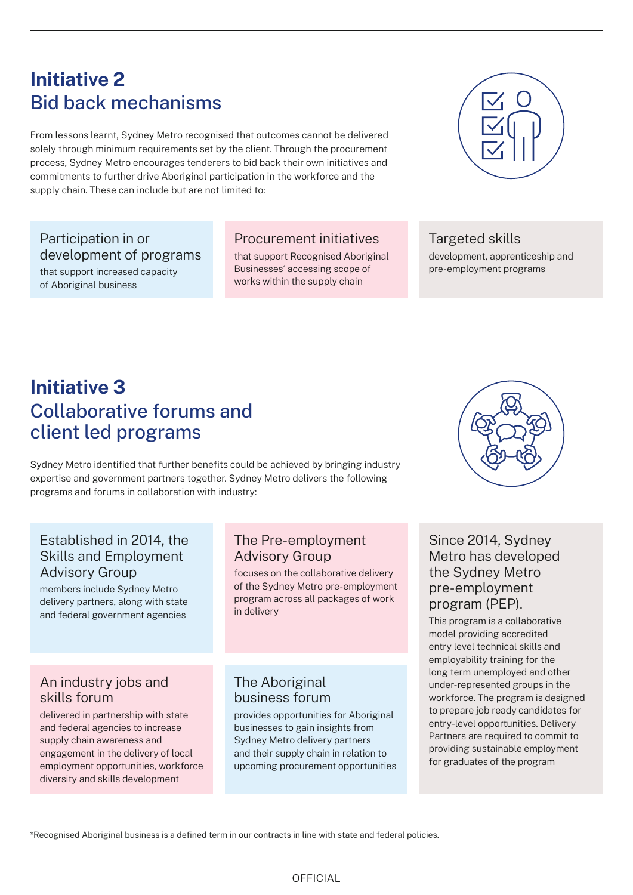## Initiative 2
## Bid back mechanisms

From lessons learnt, Sydney Metro recognised that outcomes cannot be delivered solely through minimum requirements set by the client. Through the procurement process, Sydney Metro encourages tenderers to bid back their own initiatives and commitments to further drive Aboriginal participation in the workforce and the supply chain. These can include but are not limited to:

### Participation in or development of programs
that support increased capacity of Aboriginal business

### Procurement initiatives
that support Recognised Aboriginal Businesses' accessing scope of works within the supply chain

### Targeted skills
development, apprenticeship and pre-employment programs

## Initiative 3
## Collaborative forums and client led programs

Sydney Metro identified that further benefits could be achieved by bringing industry expertise and government partners together. Sydney Metro delivers the following programs and forums in collaboration with industry:

### Established in 2014, the Skills and Employment Advisory Group
members include Sydney Metro delivery partners, along with state and federal government agencies

### The Pre-employment Advisory Group
focuses on the collaborative delivery of the Sydney Metro pre-employment program across all packages of work in delivery

### An industry jobs and skills forum
delivered in partnership with state and federal agencies to increase supply chain awareness and engagement in the delivery of local employment opportunities, workforce diversity and skills development

### The Aboriginal business forum
provides opportunities for Aboriginal businesses to gain insights from Sydney Metro delivery partners and their supply chain in relation to upcoming procurement opportunities

### Since 2014, Sydney Metro has developed the Sydney Metro pre-employment program (PEP).
This program is a collaborative model providing accredited entry level technical skills and employability training for the long term unemployed and other under-represented groups in the workforce. The program is designed to prepare job ready candidates for entry-level opportunities. Delivery Partners are required to commit to providing sustainable employment for graduates of the program

*Recognised Aboriginal business is a defined term in our contracts in line with state and federal policies.

OFFICIAL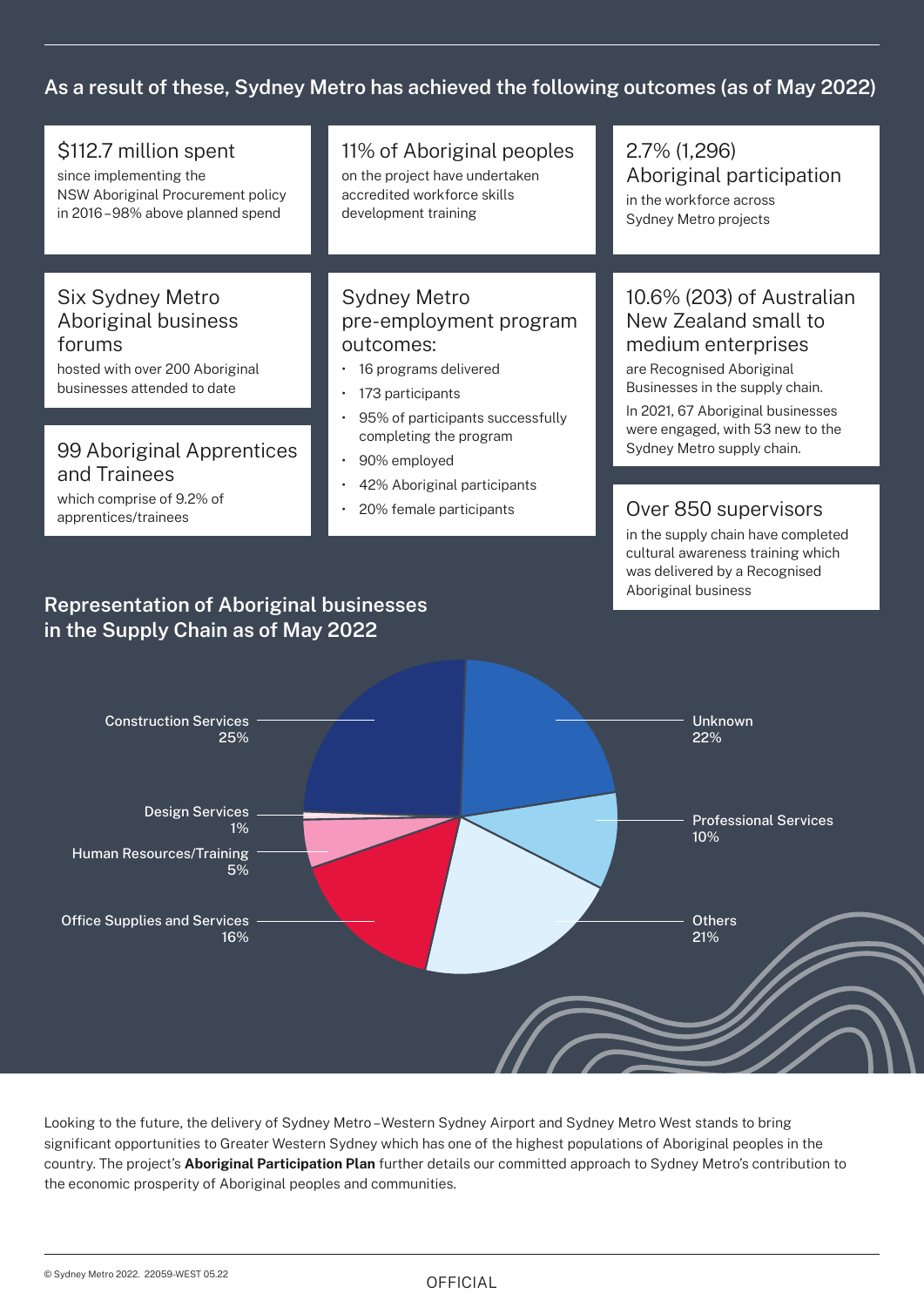## As a result of these, Sydney Metro has achieved the following outcomes (as of May 2022)

### $112.7 million spent

since implementing the NSW Aboriginal Procurement policy in 2016 – 98% above planned spend

### 11% of Aboriginal peoples

on the project have undertaken accredited workforce skills development training

### 2.7% (1,296) Aboriginal participation

in the workforce across Sydney Metro projects

### Six Sydney Metro Aboriginal business forums

hosted with over 200 Aboriginal businesses attended to date

### 99 Aboriginal Apprentices and Trainees

which comprise of 9.2% of apprentices/trainees

### Sydney Metro pre-employment program outcomes:

- 16 programs delivered
- 173 participants
- 95% of participants successfully completing the program
- 90% employed
- 42% Aboriginal participants
- 20% female participants

### 10.6% (203) of Australian New Zealand small to medium enterprises

are Recognised Aboriginal Businesses in the supply chain.

In 2021, 67 Aboriginal businesses were engaged, with 53 new to the Sydney Metro supply chain.

### Over 850 supervisors

in the supply chain have completed cultural awareness training which was delivered by a Recognised Aboriginal business

## Representation of Aboriginal businesses in the Supply Chain as of May 2022

Construction Services 25%
Design Services 1%
Human Resources/Training 5%
Office Supplies and Services 16%
Unknown 22%
Professional Services 10%
Others 21%

Looking to the future, the delivery of Sydney Metro – Western Sydney Airport and Sydney Metro West stands to bring significant opportunities to Greater Western Sydney which has one of the highest populations of Aboriginal peoples in the country. The project's **Aboriginal Participation Plan** further details our committed approach to Sydney Metro's contribution to the economic prosperity of Aboriginal peoples and communities.

© Sydney Metro 2022. 22059-WEST 05.22

OFFICIAL